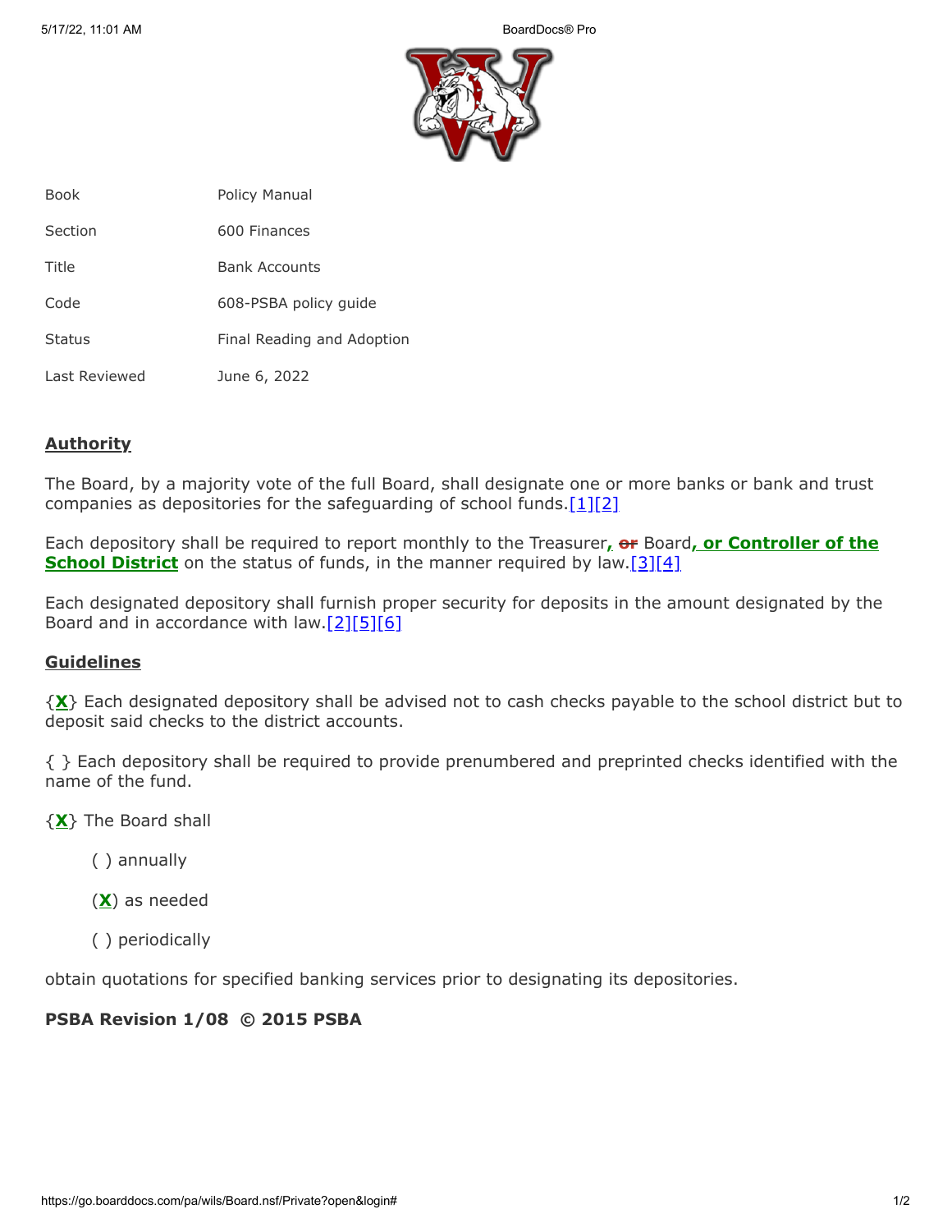| Book | Policy Manual |
| --- | --- |
| Section | 600 Finances |
| Title | Bank Accounts |
| Code | 608-PSBA policy guide |
| Status | Final Reading and Adoption |
| Last Reviewed | June 6, 2022 |

## Authority

The Board, by a majority vote of the full Board, shall designate one or more banks or bank and trust companies as depositories for the safeguarding of school funds.[1][2]

Each depository shall be required to report monthly to the Treasurer, ~~or~~ Board, **or Controller of the School District** on the status of funds, in the manner required by law.[3][4]

Each designated depository shall furnish proper security for deposits in the amount designated by the Board and in accordance with law.[2][5][6]

## Guidelines

{**X**} Each designated depository shall be advised not to cash checks payable to the school district but to deposit said checks to the district accounts.

{ } Each depository shall be required to provide prenumbered and preprinted checks identified with the name of the fund.

{**X**} The Board shall

( ) annually

(**X**) as needed

( ) periodically

obtain quotations for specified banking services prior to designating its depositories.

**PSBA Revision 1/08 © 2015 PSBA**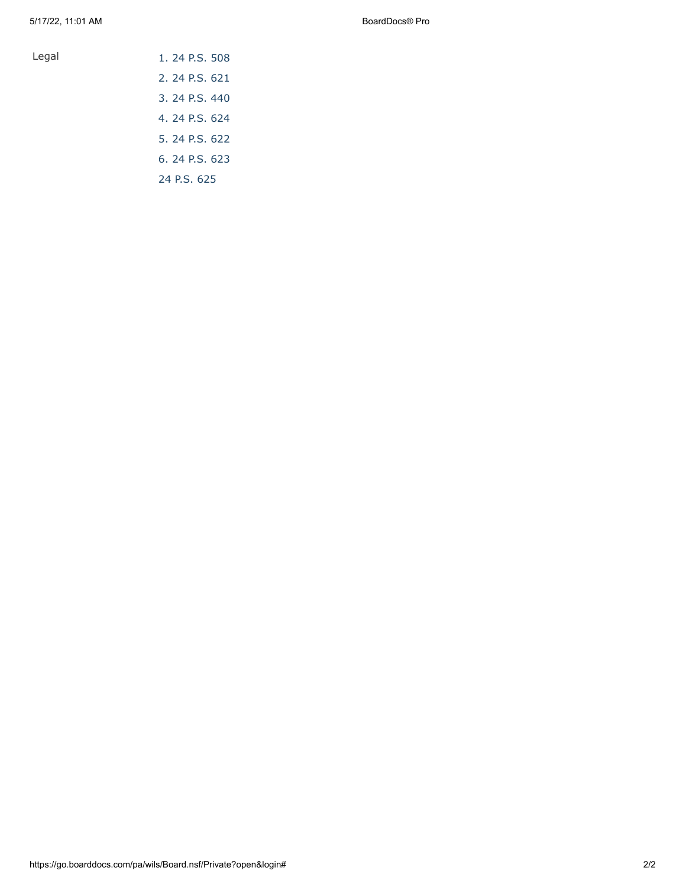Legal

1. 24 P.S. 508
2. 24 P.S. 621
3. 24 P.S. 440
4. 24 P.S. 624
5. 24 P.S. 622
6. 24 P.S. 623

24 P.S. 625